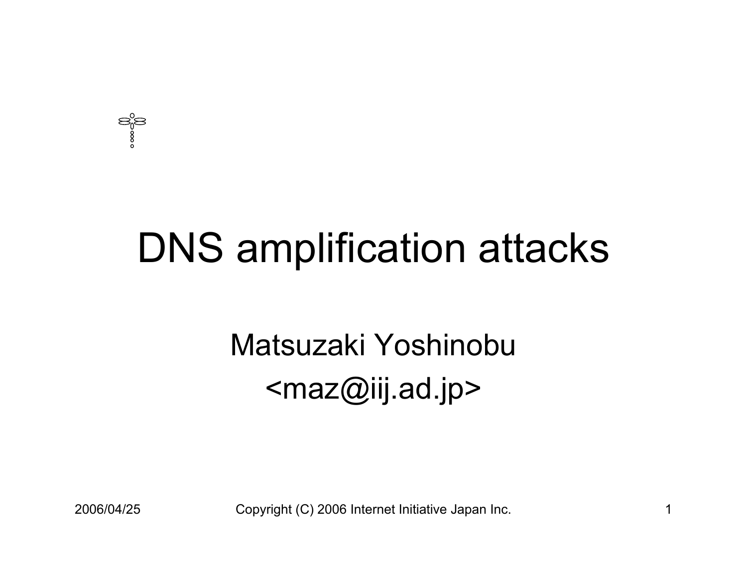# DNS amplification attacks

Matsuzaki Yoshinobu

<maz@iij.ad.jp>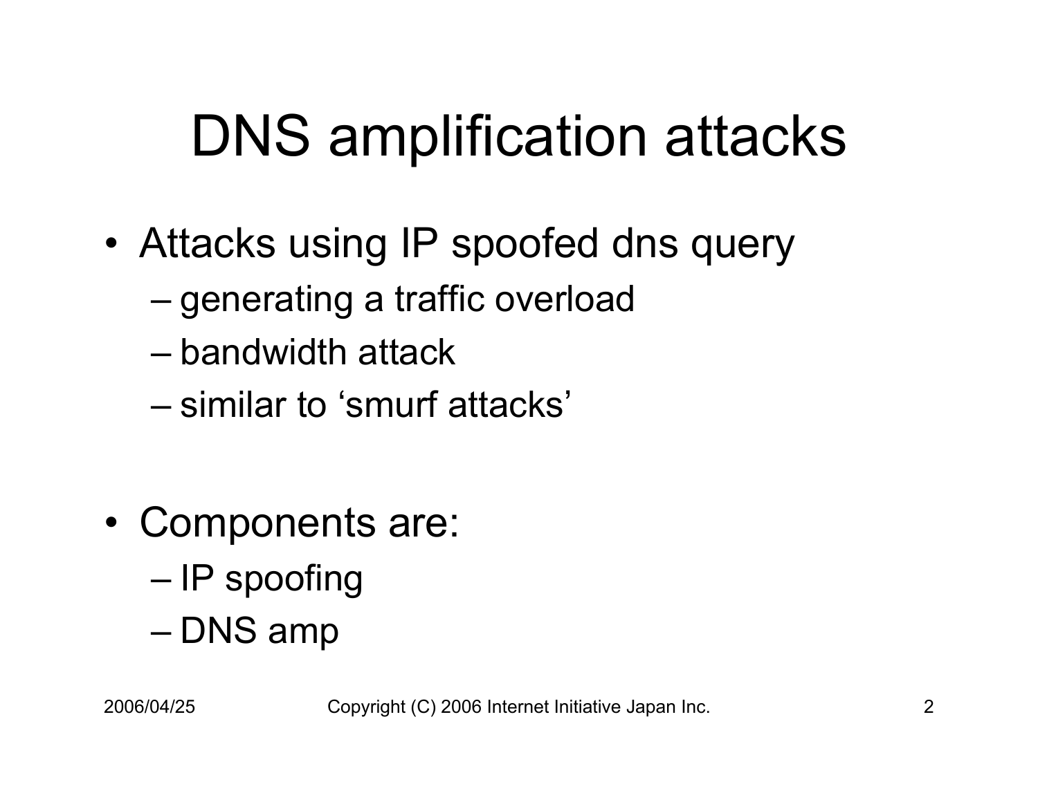# DNS amplification attacks

- Attacks using IP spoofed dns query
  - generating a traffic overload
  - bandwidth attack
  - similar to 'smurf attacks'
- Components are:
  - IP spoofing
  - DNS amp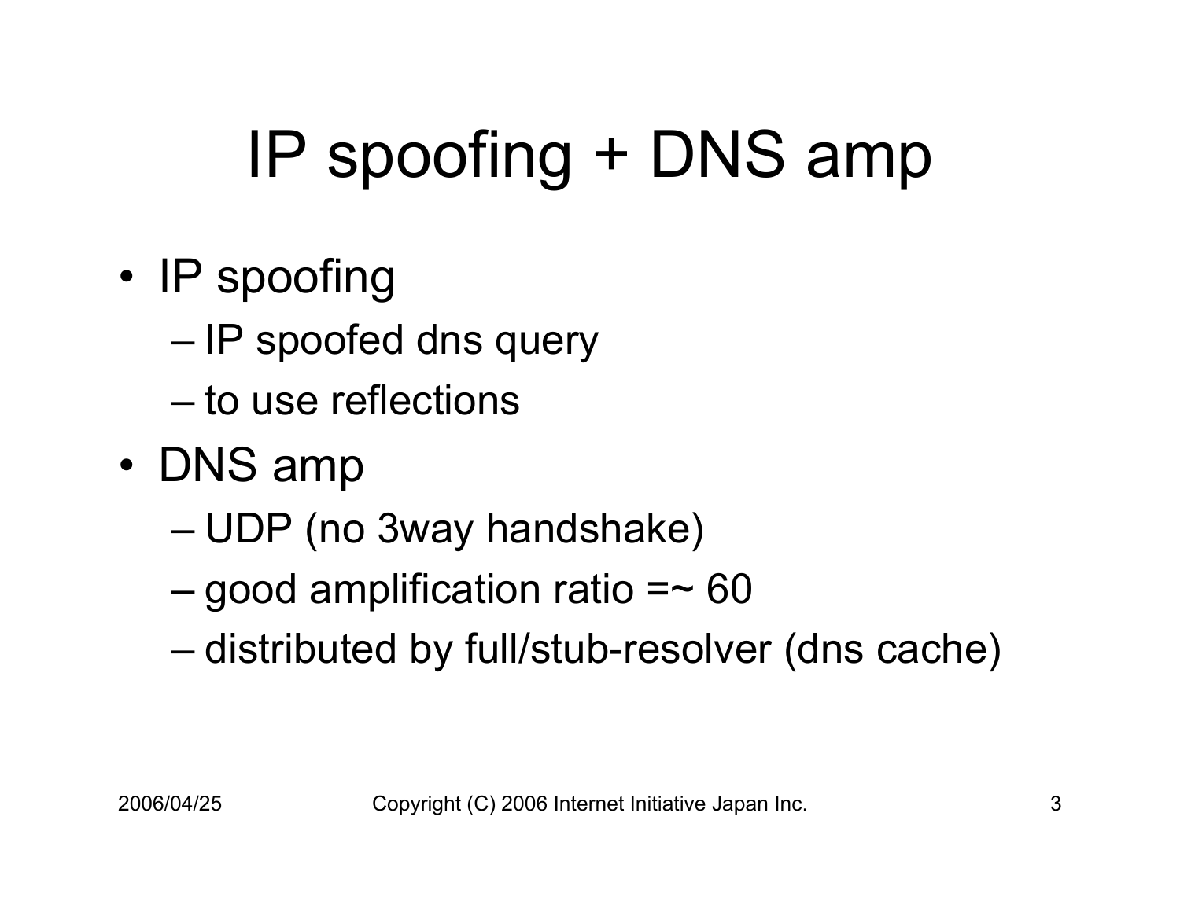# IP spoofing + DNS amp

- IP spoofing
  - IP spoofed dns query
  - to use reflections
- DNS amp
  - UDP (no 3way handshake)
  - good amplification ratio =~ 60
  - distributed by full/stub-resolver (dns cache)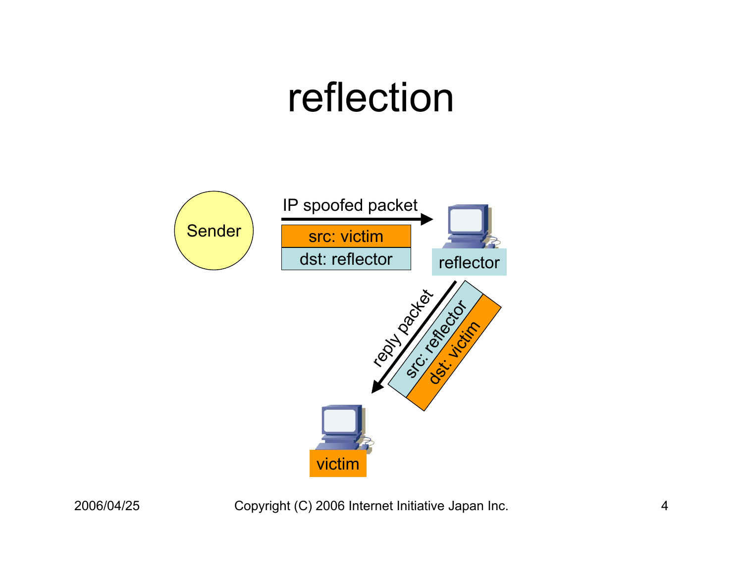# reflection

Sender

IP spoofed packet

src: victim

dst: reflector

reflector

reply packet

src: reflector

dst: victim

victim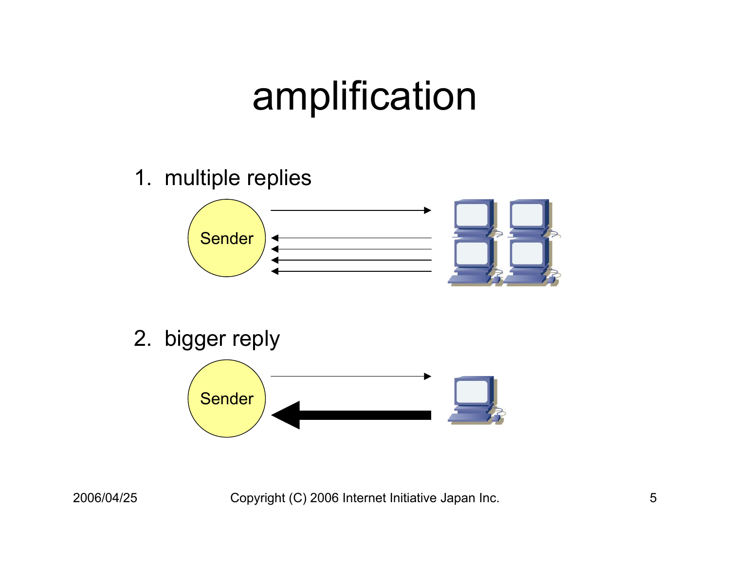# amplification

1. multiple replies

Sender

2. bigger reply

Sender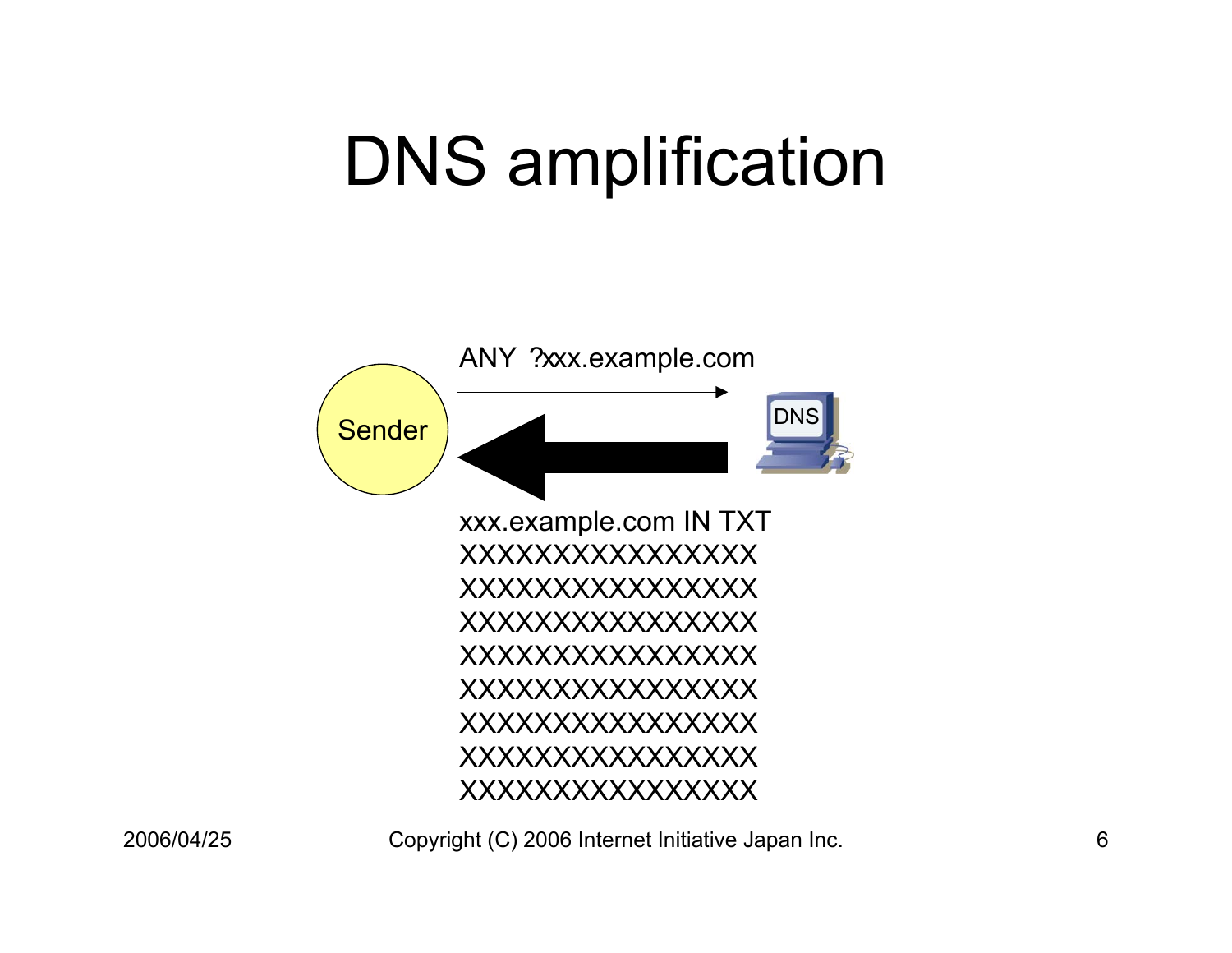# DNS amplification

ANY ?xxx.example.com

Sender

DNS

xxx.example.com IN TXT
XXXXXXXXXXXXXXXX
XXXXXXXXXXXXXXXX
XXXXXXXXXXXXXXXX
XXXXXXXXXXXXXXXX
XXXXXXXXXXXXXXXX
XXXXXXXXXXXXXXXX
XXXXXXXXXXXXXXXX
XXXXXXXXXXXXXXXX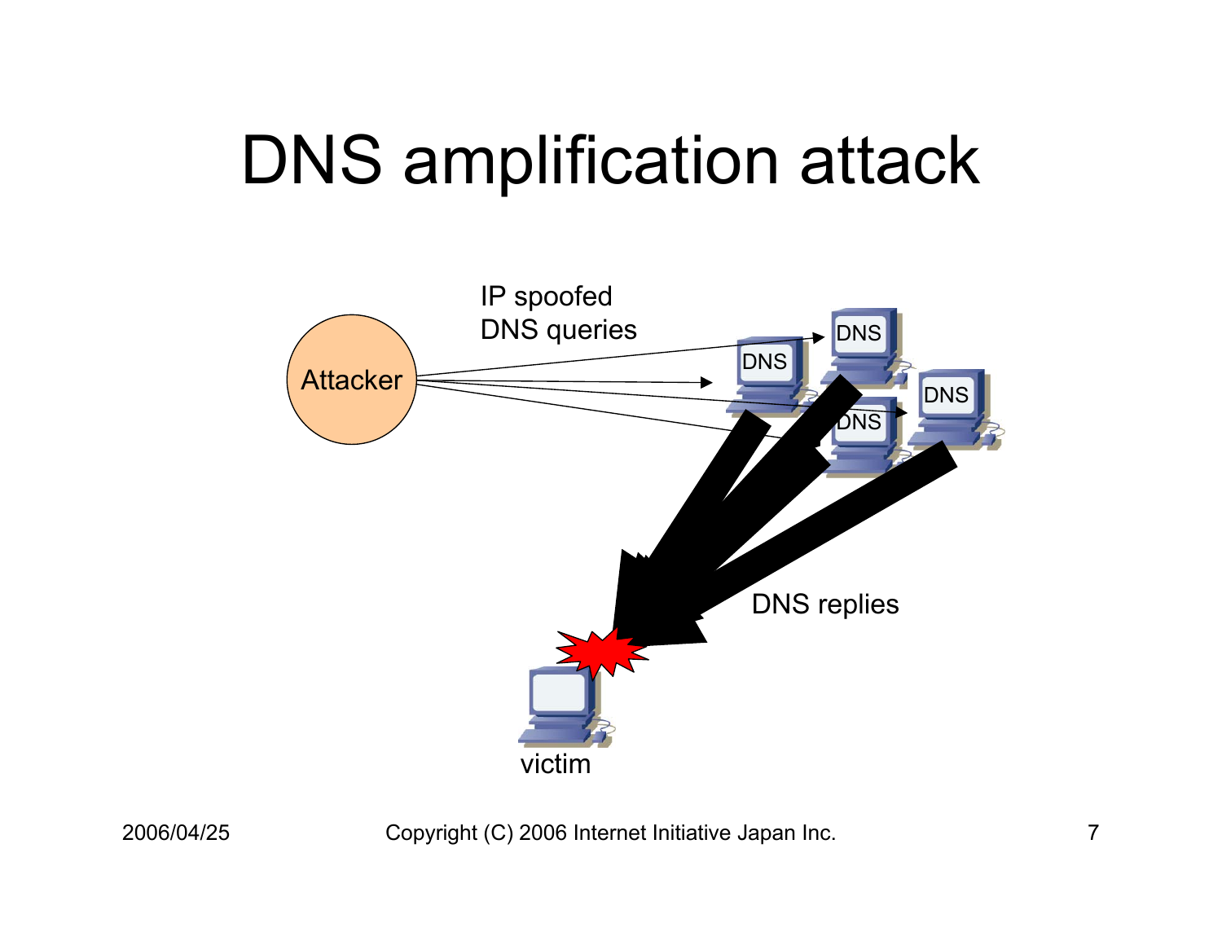# DNS amplification attack

Attacker

IP spoofed DNS queries

DNS

DNS

DNS

DNS

DNS replies

victim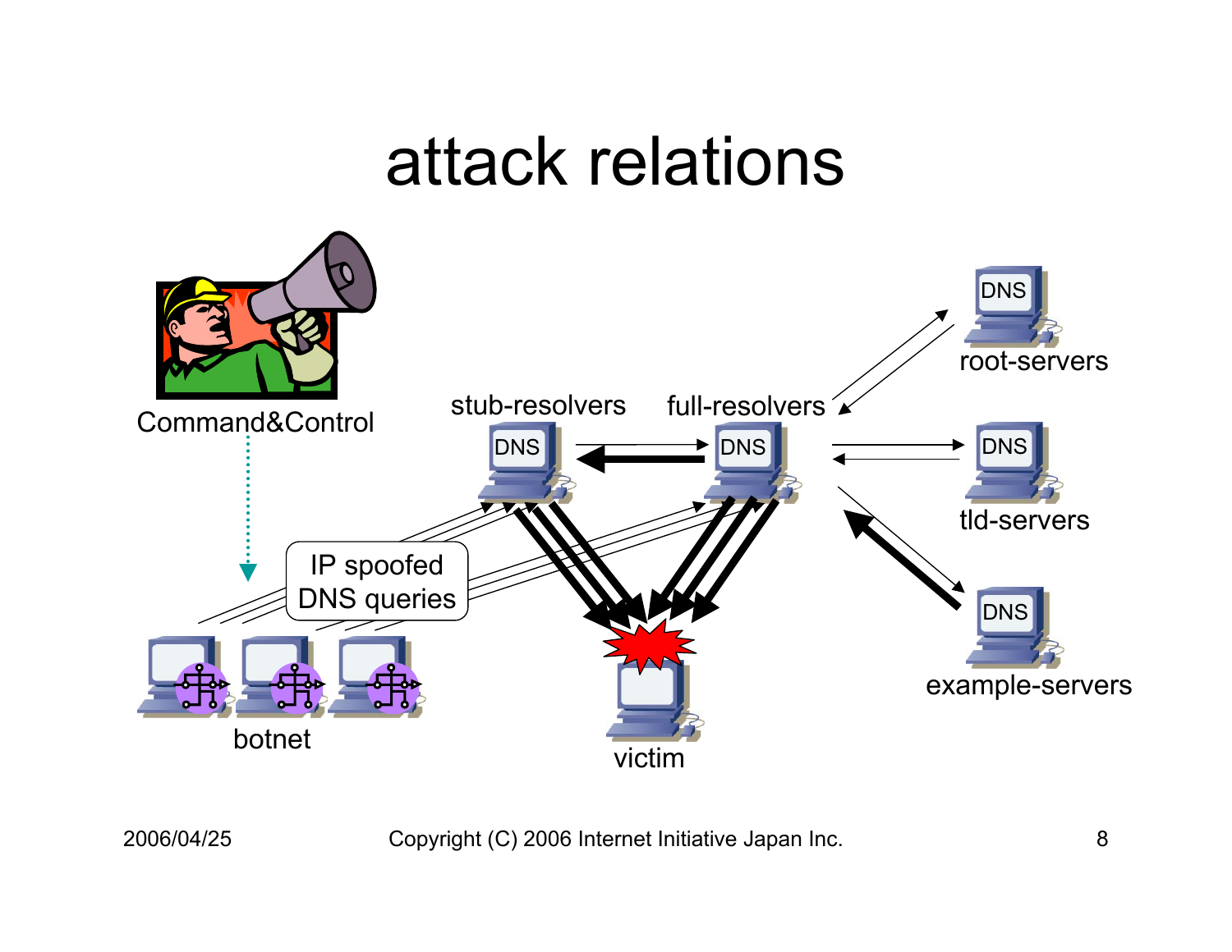# attack relations

Command&Control

stub-resolvers

full-resolvers

DNS

DNS

DNS

DNS

DNS

root-servers

tld-servers

example-servers

IP spoofed DNS queries

botnet

victim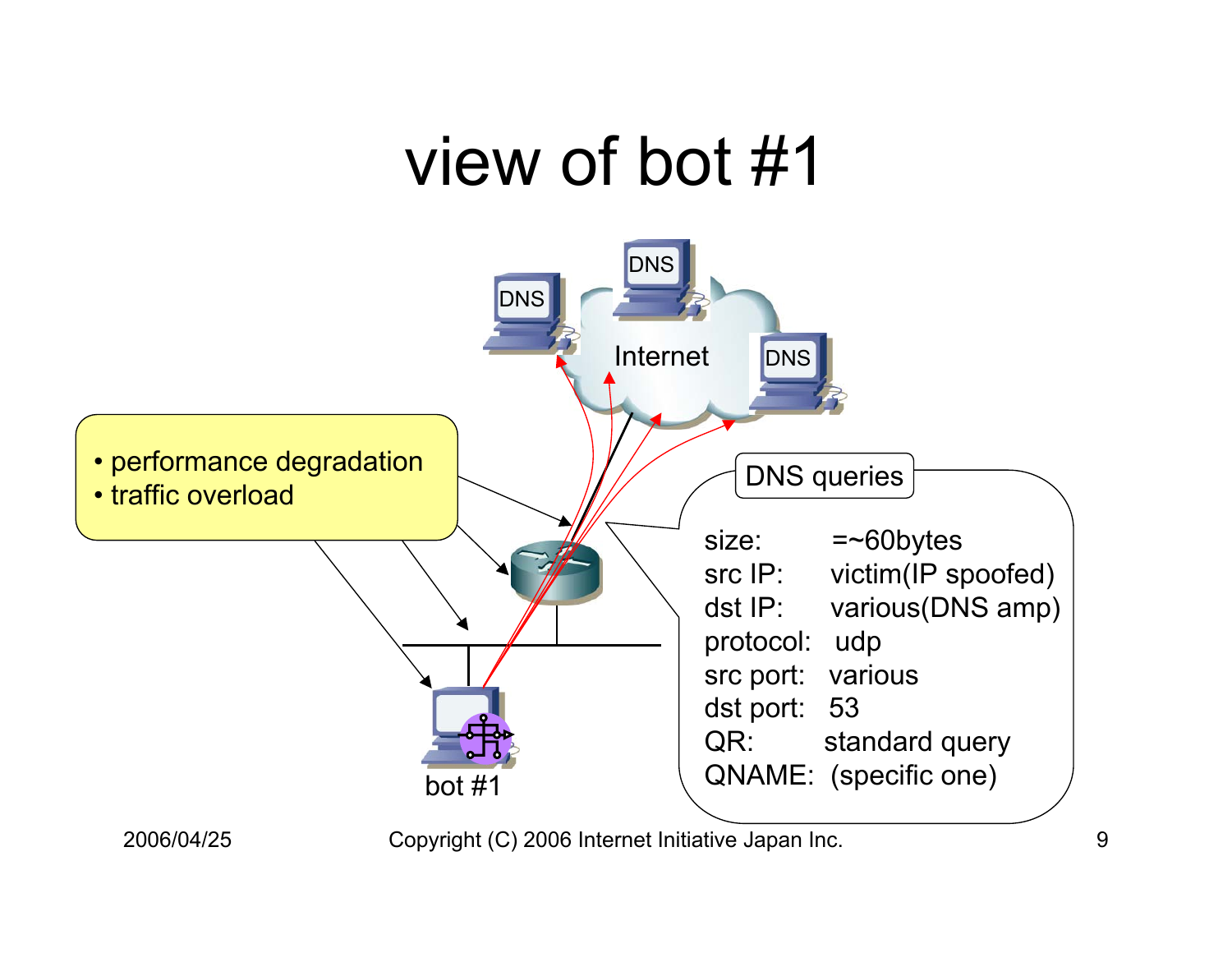# view of bot #1

DNS

DNS

Internet

DNS

- performance degradation
- traffic overload

DNS queries

size: =~60bytes
src IP: victim(IP spoofed)
dst IP: various(DNS amp)
protocol: udp
src port: various
dst port: 53
QR: standard query
QNAME: (specific one)

bot #1

2006/04/25

Copyright (C) 2006 Internet Initiative Japan Inc.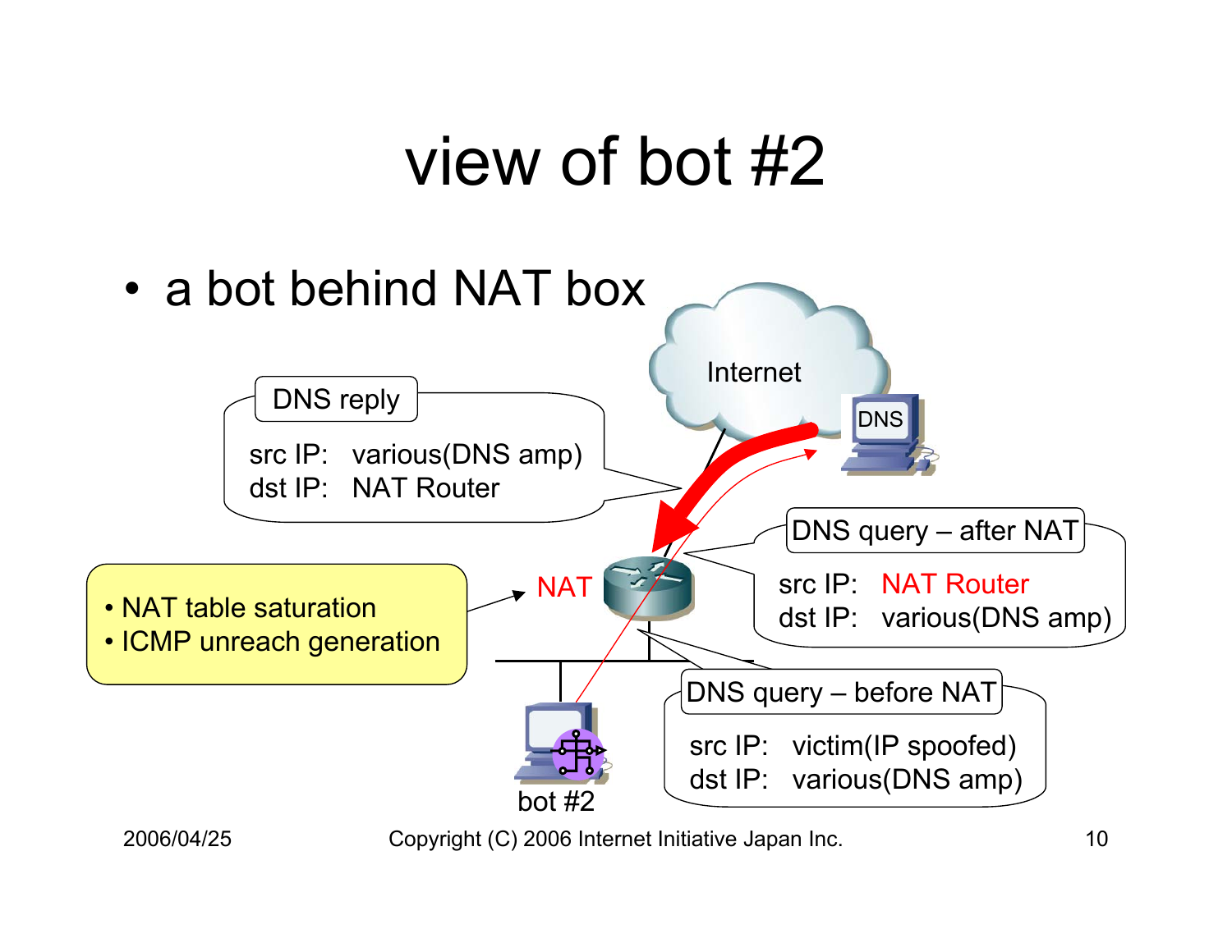# view of bot #2

- a bot behind NAT box

Internet

DNS

DNS reply

src IP: various(DNS amp)
dst IP: NAT Router

DNS query – after NAT

src IP: NAT Router
dst IP: various(DNS amp)

NAT

- NAT table saturation
- ICMP unreach generation

DNS query – before NAT

src IP: victim(IP spoofed)
dst IP: various(DNS amp)

bot #2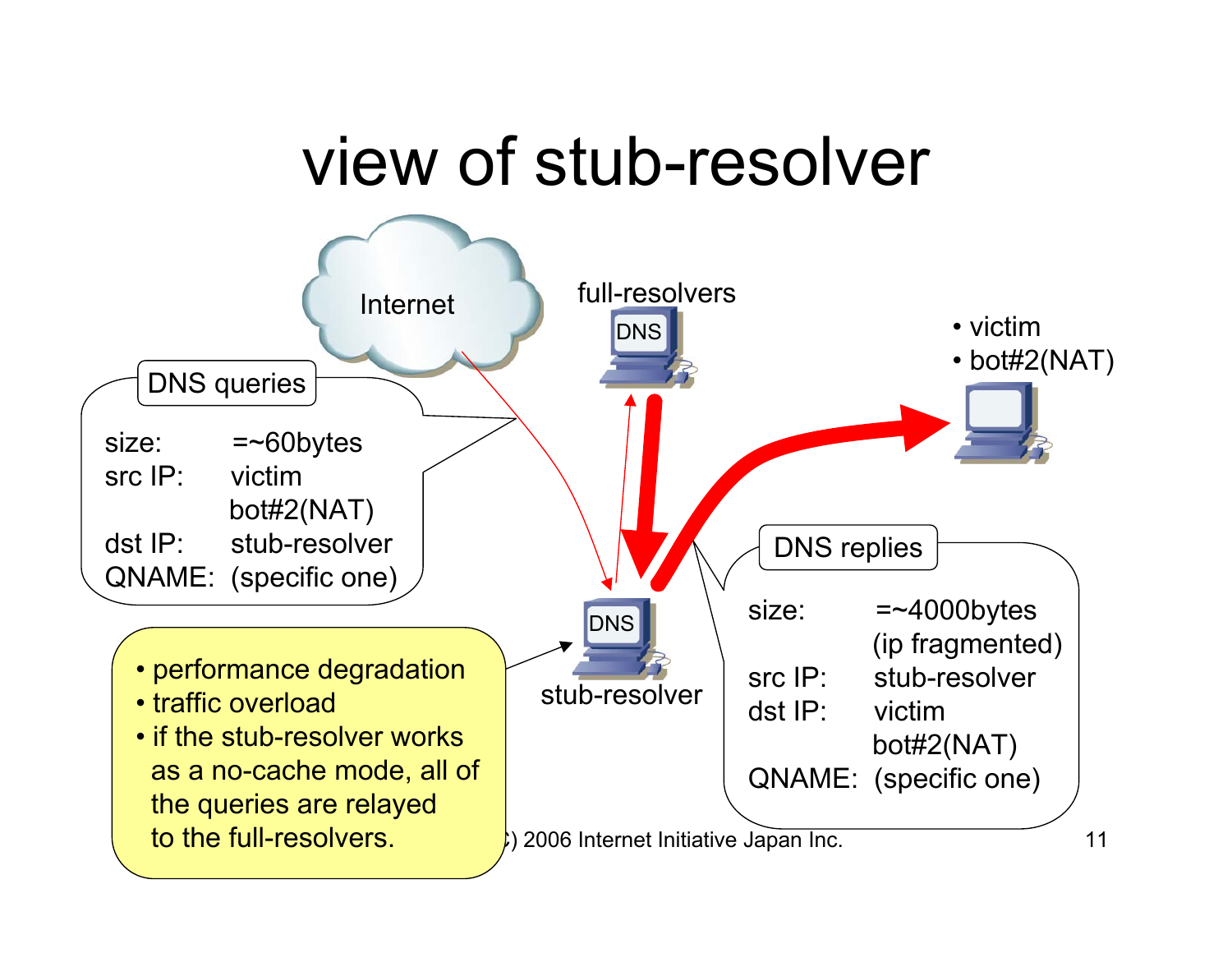# view of stub-resolver

Internet

full-resolvers

DNS

- victim
- bot#2(NAT)

**DNS queries**

size: =~60bytes
src IP: victim
bot#2(NAT)
dst IP: stub-resolver
QNAME: (specific one)

DNS

stub-resolver

**DNS replies**

size: =~4000bytes
(ip fragmented)
src IP: stub-resolver
dst IP: victim
bot#2(NAT)
QNAME: (specific one)

- performance degradation
- traffic overload
- if the stub-resolver works as a no-cache mode, all of the queries are relayed to the full-resolvers.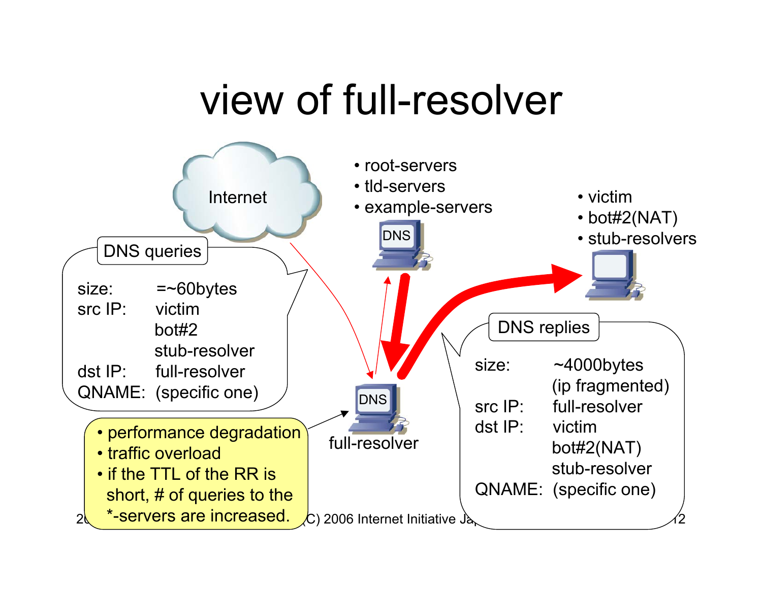# view of full-resolver

Internet

- root-servers
- tld-servers
- example-servers

DNS

- victim
- bot#2(NAT)
- stub-resolvers

**DNS queries**

size: =~60bytes
src IP: victim
bot#2
stub-resolver
dst IP: full-resolver
QNAME: (specific one)

DNS

full-resolver

**DNS replies**

size: ~4000bytes
(ip fragmented)
src IP: full-resolver
dst IP: victim
bot#2(NAT)
stub-resolver
QNAME: (specific one)

- performance degradation
- traffic overload
- if the TTL of the RR is short, # of queries to the *-servers are increased.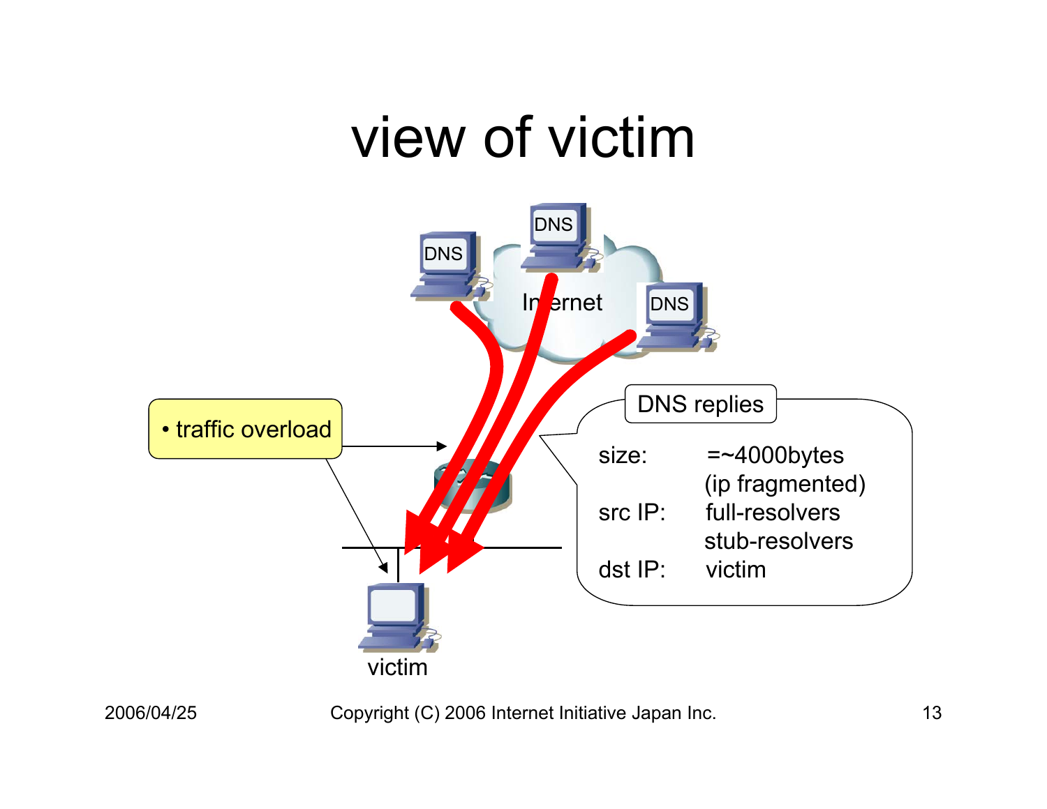# view of victim

- traffic overload

DNS

DNS

DNS

Internet

victim

**DNS replies**

| | |
|---|---|
| size: | =~4000bytes (ip fragmented) |
| src IP: | full-resolvers stub-resolvers |
| dst IP: | victim |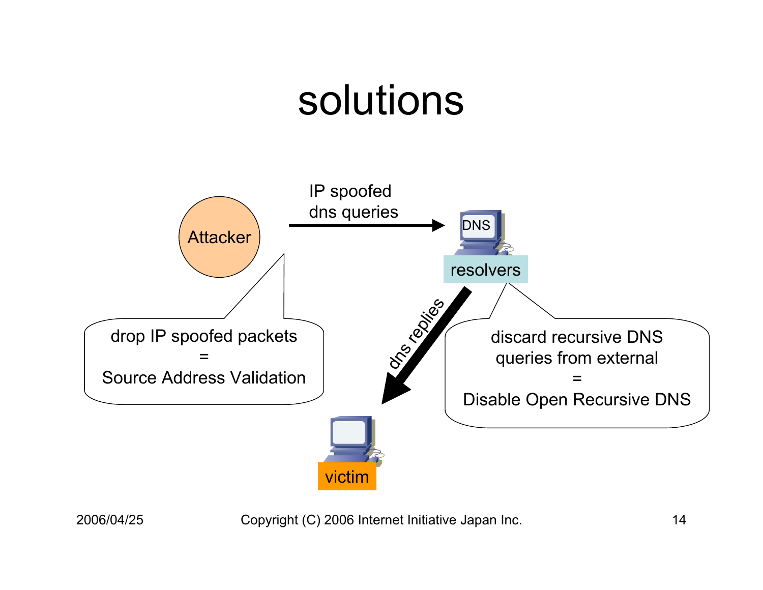# solutions

Attacker

IP spoofed dns queries

DNS

resolvers

dns replies

victim

drop IP spoofed packets
=
Source Address Validation

discard recursive DNS queries from external
=
Disable Open Recursive DNS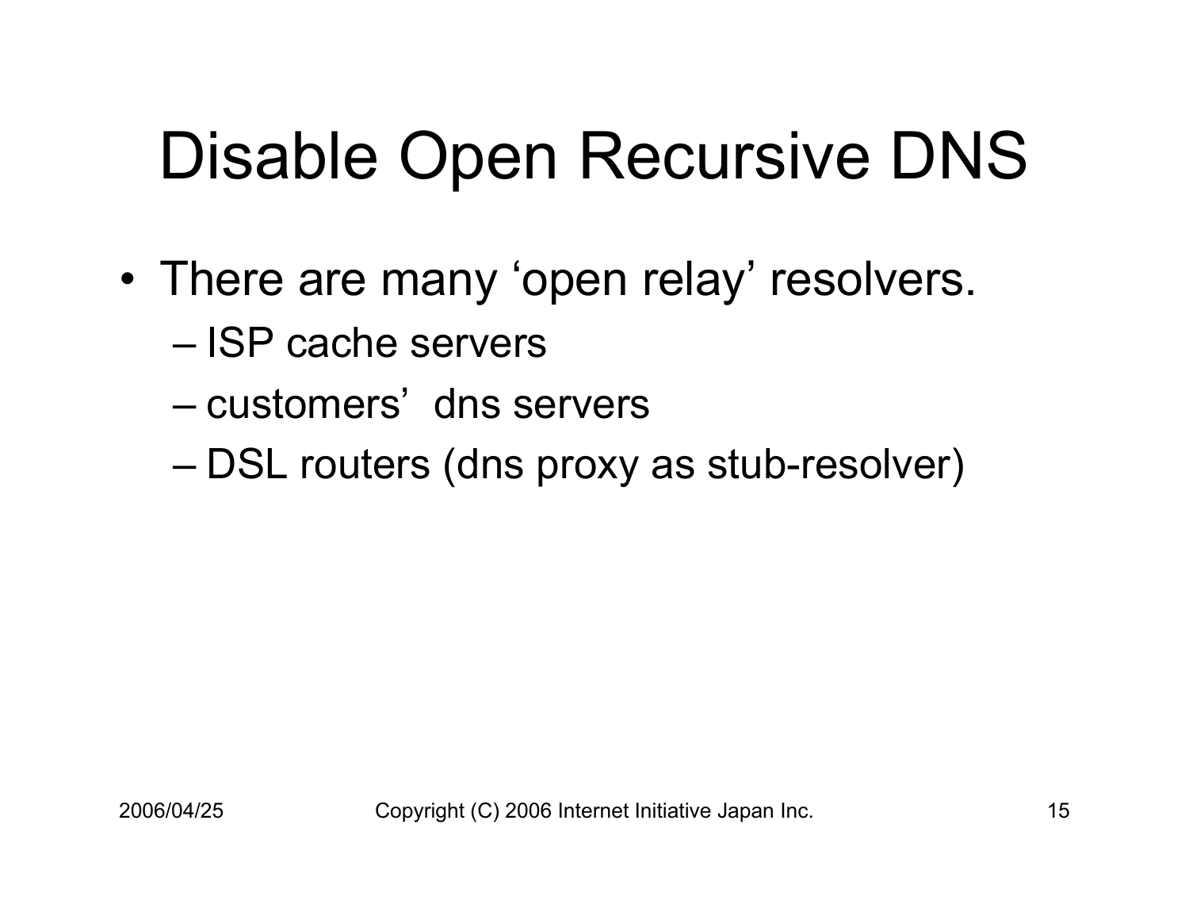# Disable Open Recursive DNS

- There are many ‘open relay’ resolvers.
  - ISP cache servers
  - customers’ dns servers
  - DSL routers (dns proxy as stub-resolver)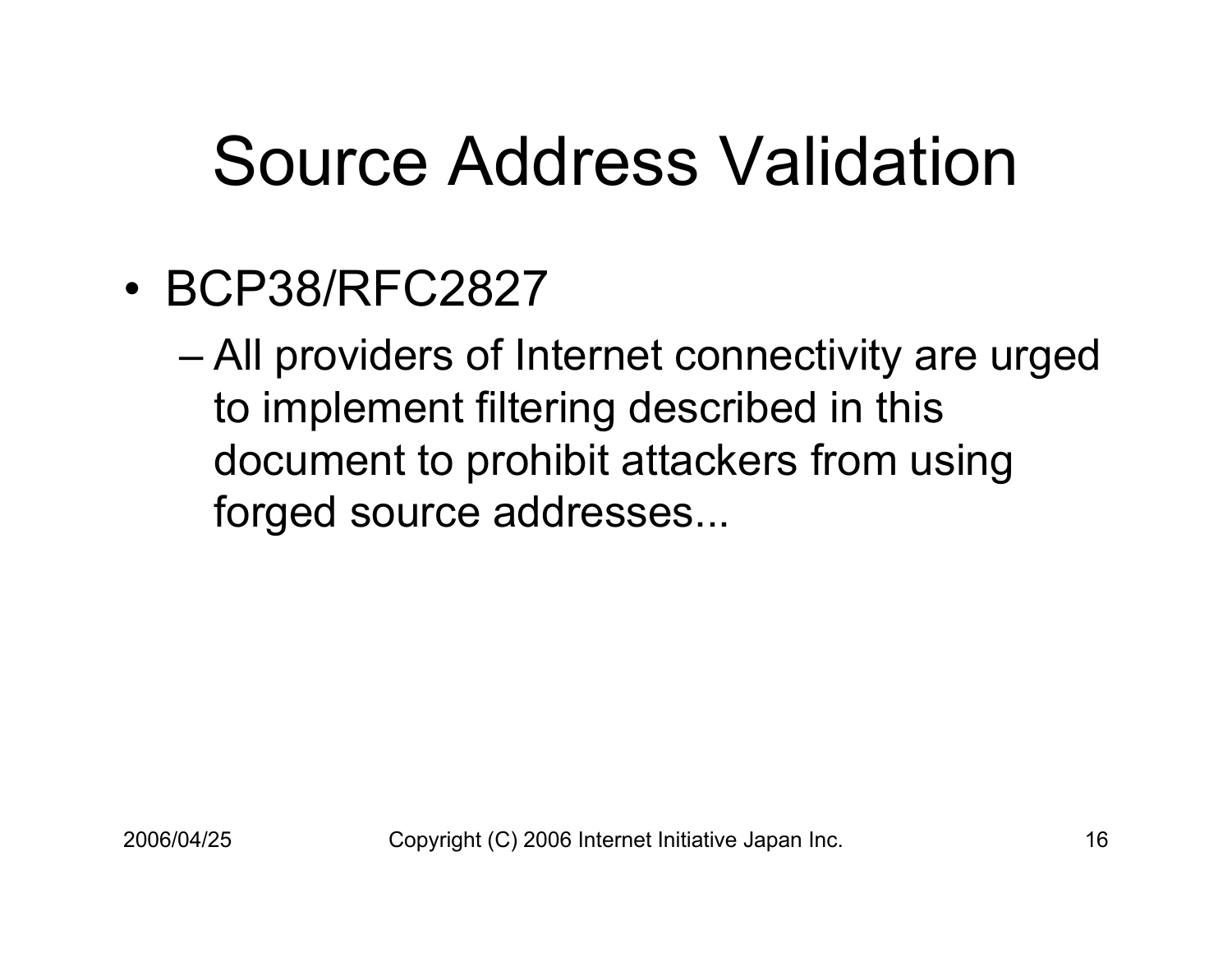# Source Address Validation

- BCP38/RFC2827
  - All providers of Internet connectivity are urged to implement filtering described in this document to prohibit attackers from using forged source addresses...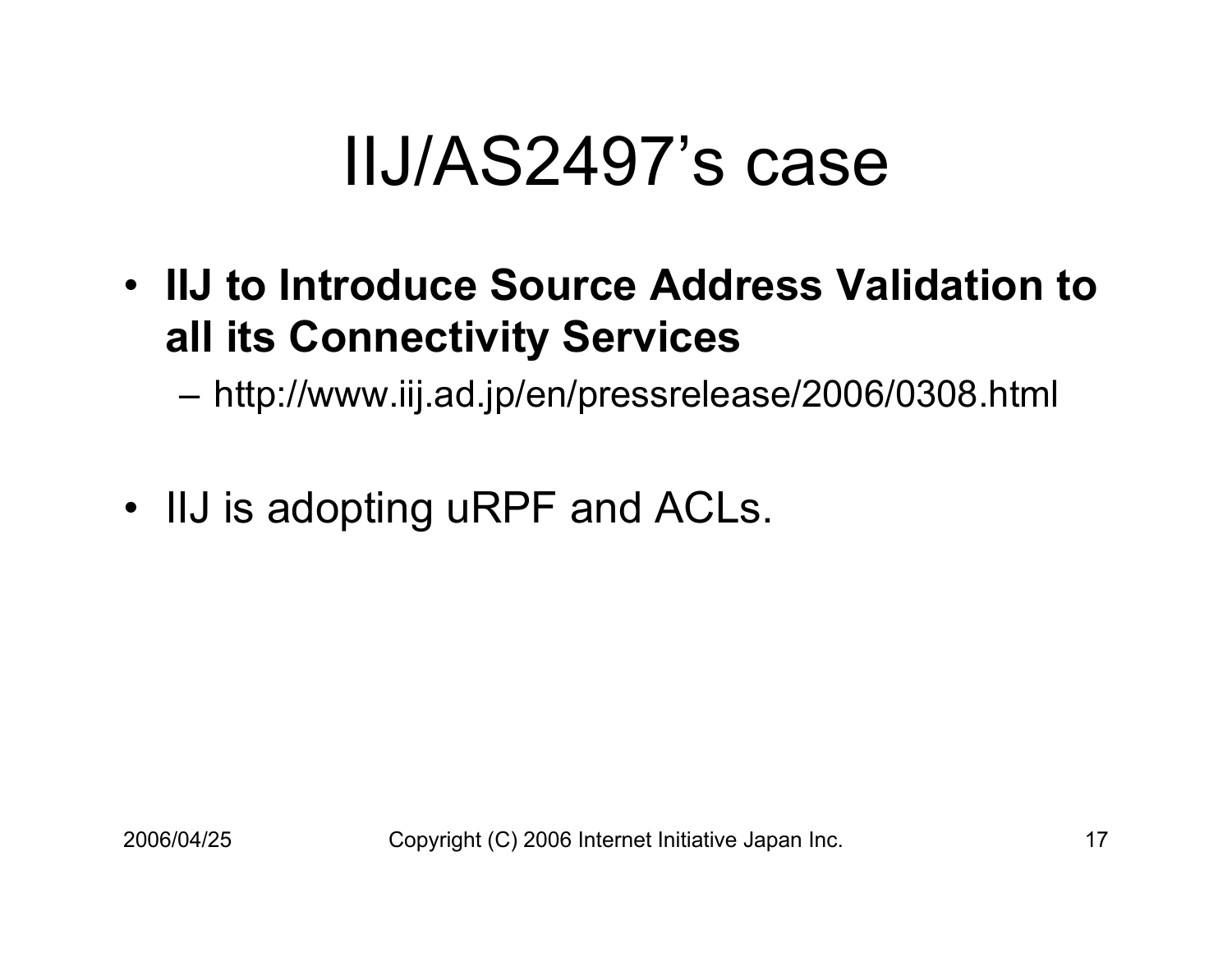# IIJ/AS2497's case

- **IIJ to Introduce Source Address Validation to all its Connectivity Services**
  - http://www.iij.ad.jp/en/pressrelease/2006/0308.html

- IIJ is adopting uRPF and ACLs.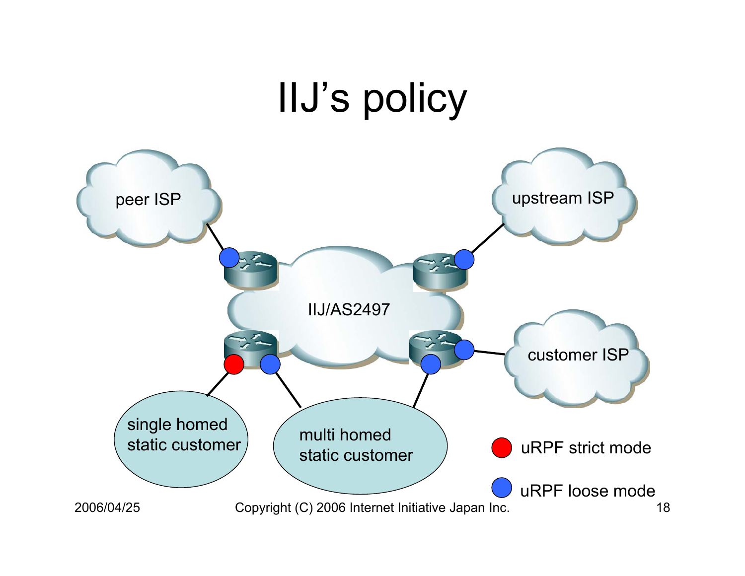# IIJ's policy

peer ISP

upstream ISP

IIJ/AS2497

customer ISP

single homed static customer

multi homed static customer

uRPF strict mode

uRPF loose mode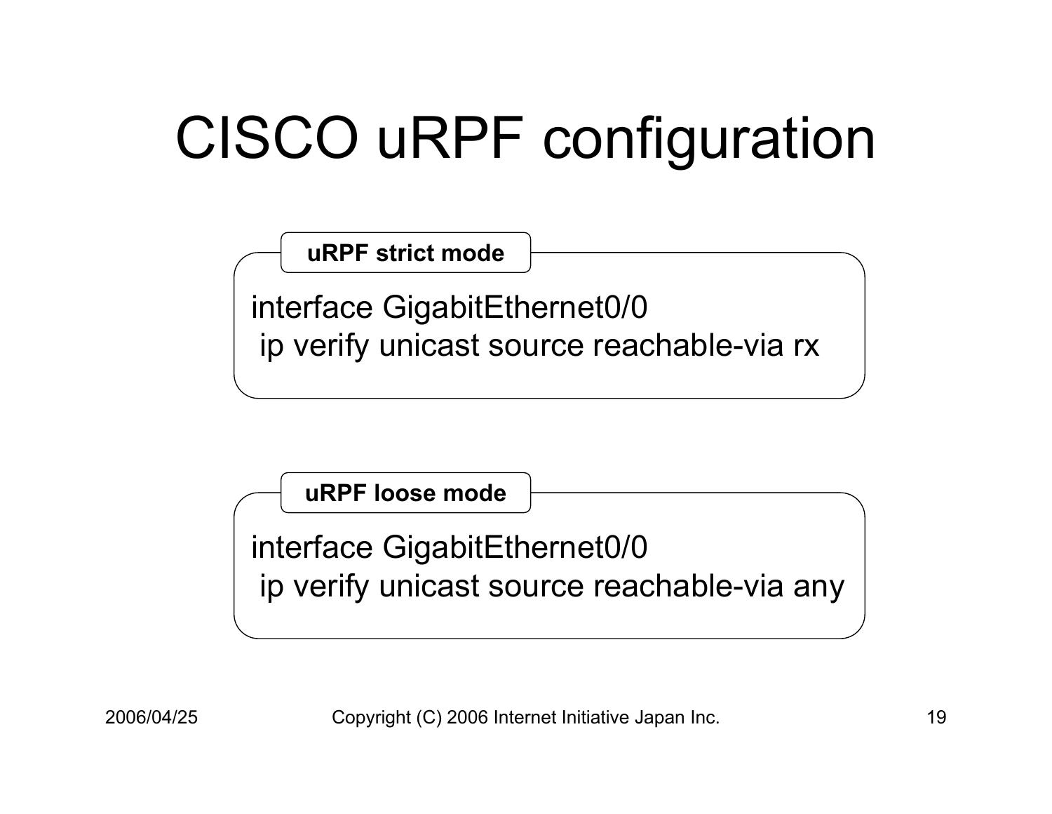# CISCO uRPF configuration

**uRPF strict mode**

```
interface GigabitEthernet0/0
 ip verify unicast source reachable-via rx
```

**uRPF loose mode**

```
interface GigabitEthernet0/0
 ip verify unicast source reachable-via any
```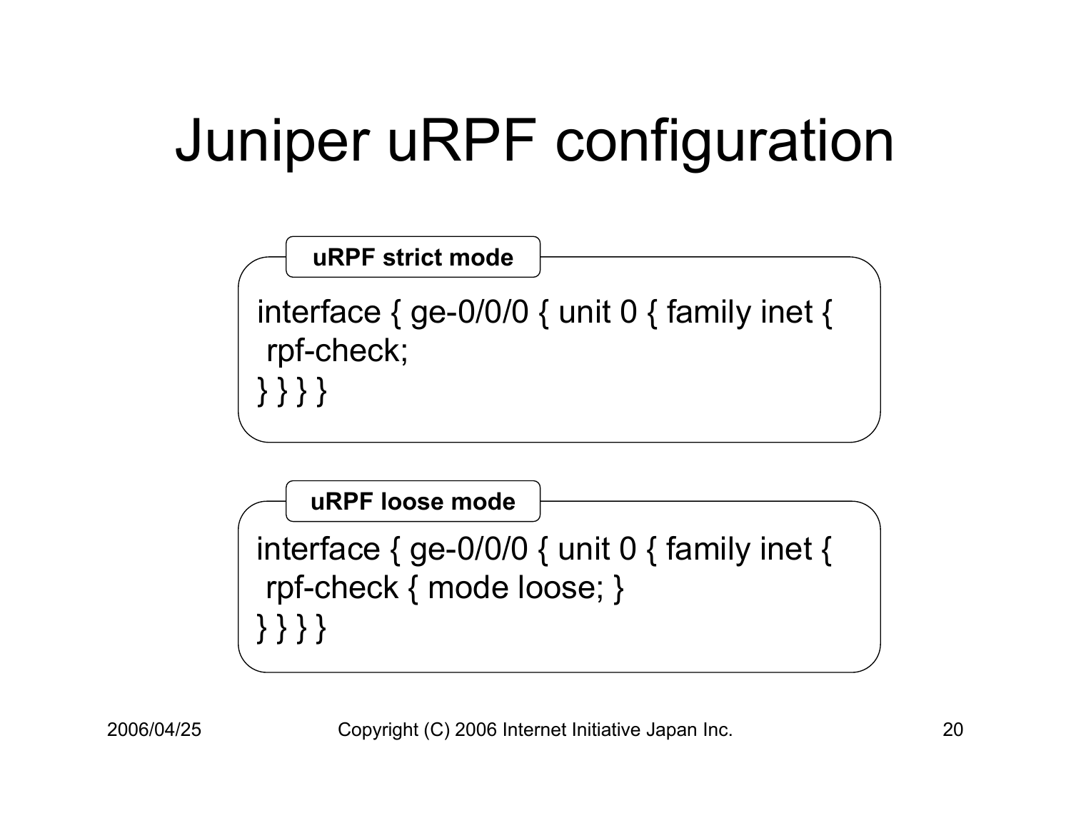# Juniper uRPF configuration

**uRPF strict mode**

```
interface { ge-0/0/0 { unit 0 { family inet {
 rpf-check;
} } } }
```

**uRPF loose mode**

```
interface { ge-0/0/0 { unit 0 { family inet {
 rpf-check { mode loose; }
} } } }
```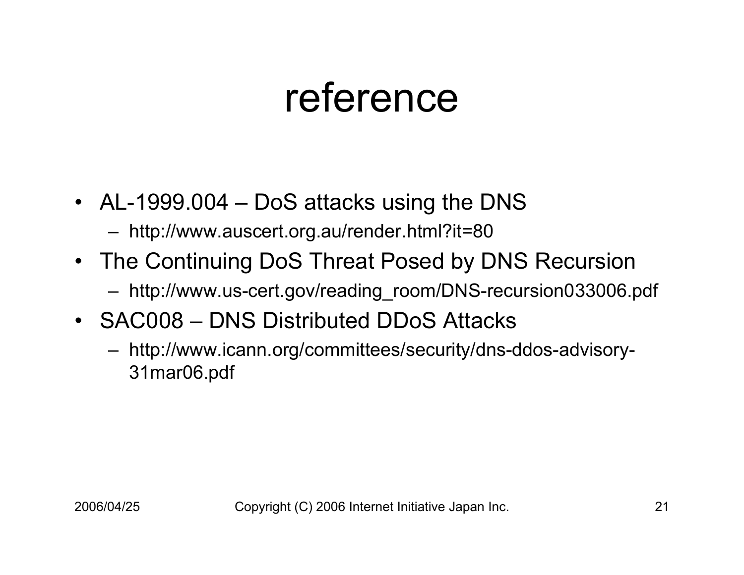# reference

- AL-1999.004 – DoS attacks using the DNS
  - http://www.auscert.org.au/render.html?it=80
- The Continuing DoS Threat Posed by DNS Recursion
  - http://www.us-cert.gov/reading_room/DNS-recursion033006.pdf
- SAC008 – DNS Distributed DDoS Attacks
  - http://www.icann.org/committees/security/dns-ddos-advisory-31mar06.pdf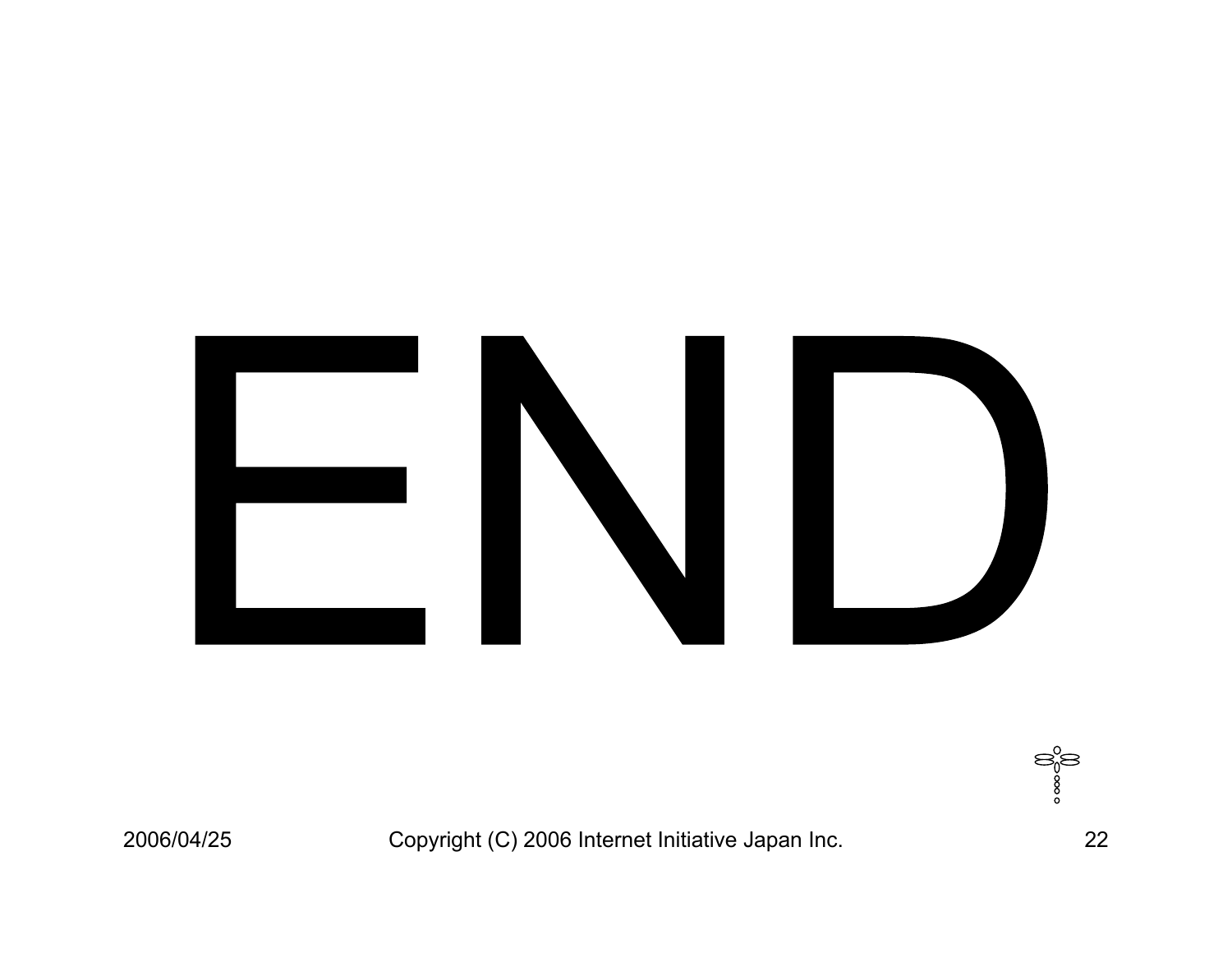# END